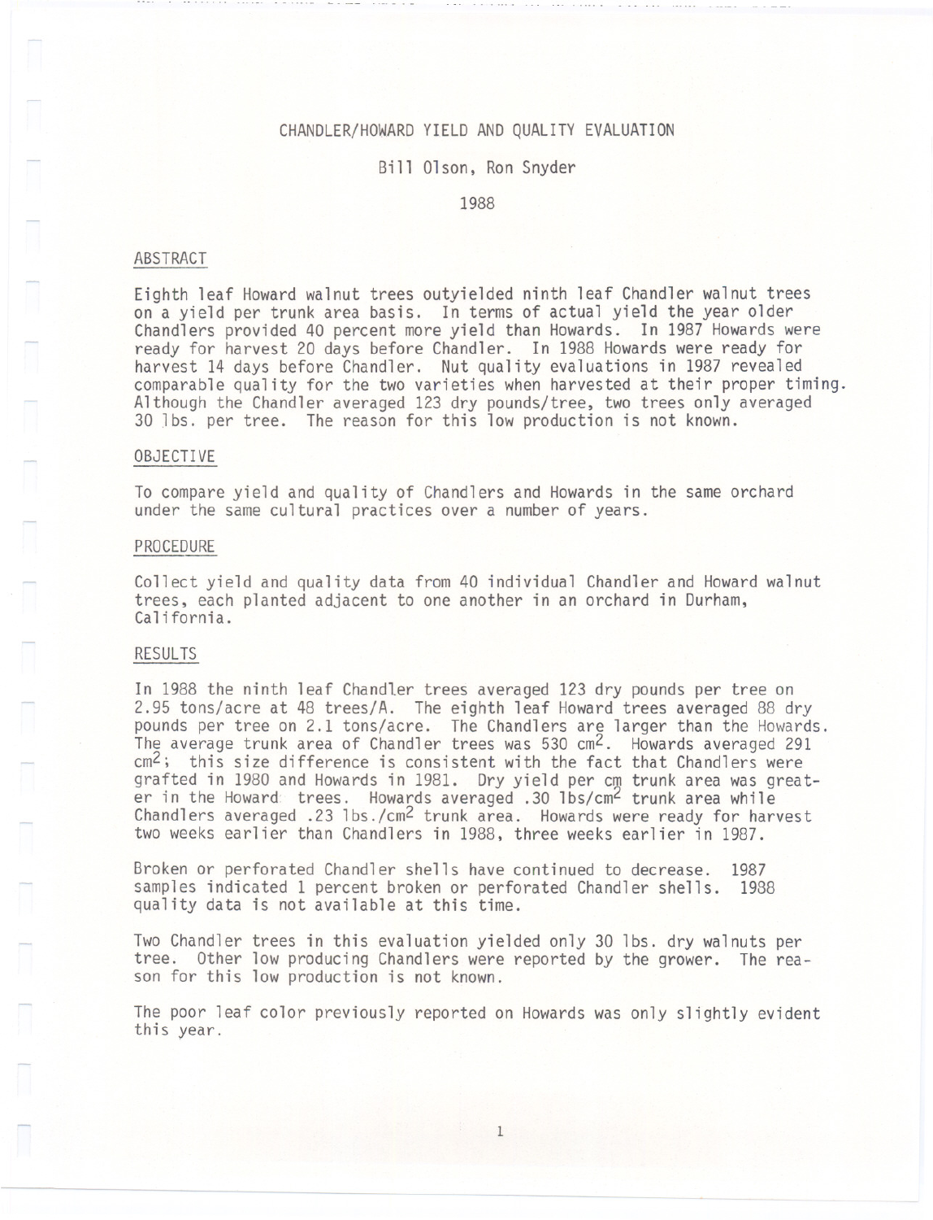# CHANDLER/HOWARD YIELD AND QUALITY EVALUATION

Bill Olson, Ron Snyder

1988

## ABSTRACT

Eighth leaf Howard walnut trees outyielded ninth leaf Chandler walnut trees on a yield per trunk area basis. In terms of actual yield the year older Chandlers provided 40 percent more yield than Howards. In 1987 Howards were ready for harvest 20 days before Chandler. In 1988 Howards were ready for harvest 14 days before Chandler. Nut quality evaluations in 1987 revealed comparable quality for the two varieties when harvested at their proper timing. Although the Chandler averaged 123 dry pounds/tree, two trees only averaged 30 lbs. per tree. The reason for this low production is not known.

## OBJECTIVE

To compare yield and quality of Chandlers and Howards in the same orchard under the same cultural practices over a number of years.

## PROCEDURE

Collect yield and quality data from 40 individual Chandler and Howard walnut trees, each planted adjacent to one another in an orchard in Durham, California.

## RESULTS

In 1988 the ninth leaf Chandler trees averaged 123 dry pounds per tree on 2.95 tons/acre at 48 trees/A. The eighth leaf Howard trees averaged 88 dry pounds per tree on 2.1 tons/acre. The Chandlers are larger than the Howards. The average trunk area of Chandler trees was 530 $cm^2$. Howards averaged 291 $cm^2$; this size difference is consistent with the fact that Chandlers were grafted in 1980 and Howards in 1981. Dry yield per cm trunk area was greater in the Howard trees. Howards averaged .30 lbs/$cm^2$ trunk area while Chandlers averaged .23 lbs./$cm^2$ trunk area. Howards were ready for harvest two weeks earlier than Chandlers in 1988, three weeks earlier in 1987.

Broken or perforated Chandler shells have continued to decrease. 1987 samples indicated 1 percent broken or perforated Chandler shells. 1988 quality data is not available at this time.

Two Chandler trees in this evaluation yielded only 30 lbs. dry walnuts per tree. Other low producing Chandlers were reported by the grower. The reason for this low production is not known.

The poor leaf color previously reported on Howards was only slightly evident this year.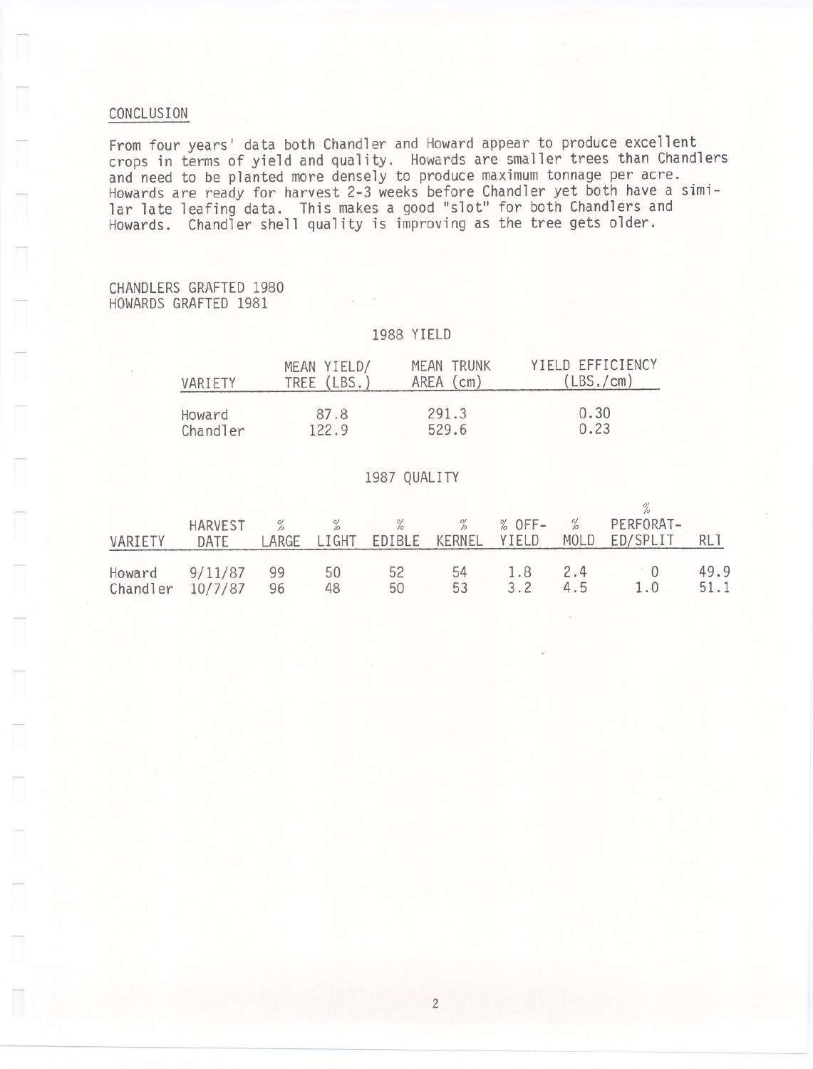## CONCLUSION

From four years' data both Chandler and Howard appear to produce excellent crops in terms of yield and quality. Howards are smaller trees than Chandlers and need to be planted more densely to produce maximum tonnage per acre. Howards are ready for harvest 2-3 weeks before Chandler yet both have a similar late leafing data. This makes a good "slot" for both Chandlers and Howards. Chandler shell quality is improving as the tree gets older.

CHANDLERS GRAFTED 1980
HOWARDS GRAFTED 1981

### 1988 YIELD

| VARIETY | MEAN YIELD/ TREE (LBS.) | MEAN TRUNK AREA (cm) | YIELD EFFICIENCY (LBS./cm) |
|---|---|---|---|
| Howard | 87.8 | 291.3 | 0.30 |
| Chandler | 122.9 | 529.6 | 0.23 |

### 1987 QUALITY

| VARIETY | HARVEST DATE | % LARGE | % LIGHT | % EDIBLE | % KERNEL | % OFF-YIELD | % MOLD | % PERFORATED/SPLIT | RLI |
|---|---|---|---|---|---|---|---|---|---|
| Howard | 9/11/87 | 99 | 50 | 52 | 54 | 1.8 | 2.4 | 0 | 49.9 |
| Chandler | 10/7/87 | 96 | 48 | 50 | 53 | 3.2 | 4.5 | 1.0 | 51.1 |